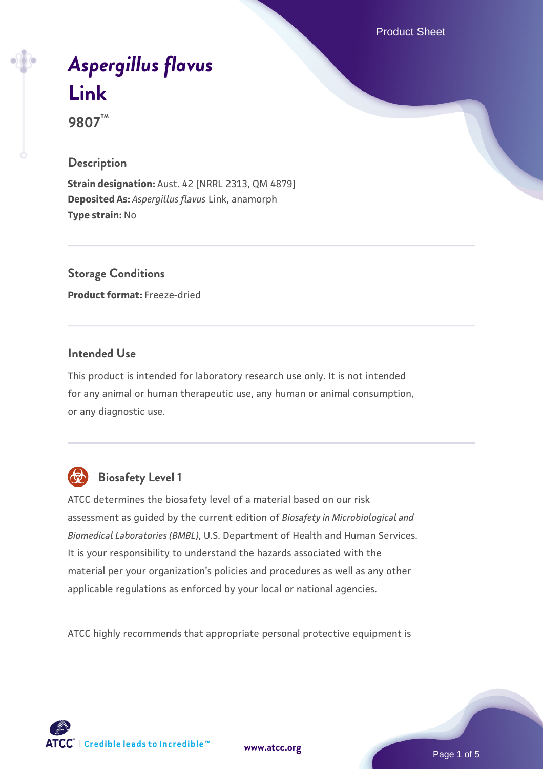# *Aspergillus flavus* Link

**9807™**

## Description

**Strain designation:** Aust. 42 [NRRL 2313, QM 4879]
**Deposited As:** *Aspergillus flavus* Link, anamorph
**Type strain:** No

## Storage Conditions

**Product format:** Freeze-dried

## Intended Use

This product is intended for laboratory research use only. It is not intended for any animal or human therapeutic use, any human or animal consumption, or any diagnostic use.

## Biosafety Level 1

ATCC determines the biosafety level of a material based on our risk assessment as guided by the current edition of *Biosafety in Microbiological and Biomedical Laboratories (BMBL)*, U.S. Department of Health and Human Services. It is your responsibility to understand the hazards associated with the material per your organization's policies and procedures as well as any other applicable regulations as enforced by your local or national agencies.

ATCC highly recommends that appropriate personal protective equipment is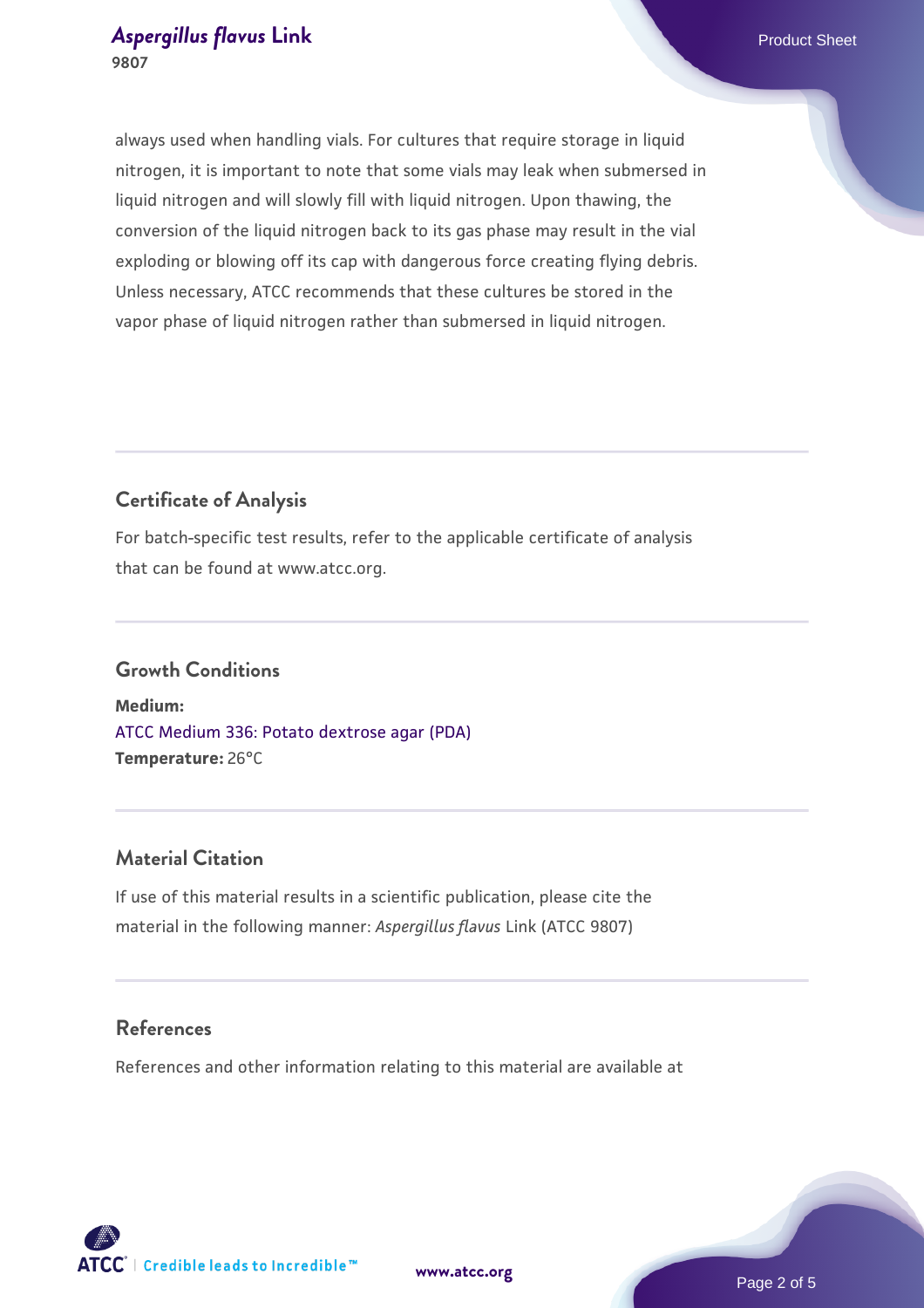always used when handling vials. For cultures that require storage in liquid nitrogen, it is important to note that some vials may leak when submersed in liquid nitrogen and will slowly fill with liquid nitrogen. Upon thawing, the conversion of the liquid nitrogen back to its gas phase may result in the vial exploding or blowing off its cap with dangerous force creating flying debris. Unless necessary, ATCC recommends that these cultures be stored in the vapor phase of liquid nitrogen rather than submersed in liquid nitrogen.

## Certificate of Analysis

For batch-specific test results, refer to the applicable certificate of analysis that can be found at www.atcc.org.

## Growth Conditions

**Medium:**
ATCC Medium 336: Potato dextrose agar (PDA)
**Temperature:** 26°C

## Material Citation

If use of this material results in a scientific publication, please cite the material in the following manner: *Aspergillus flavus* Link (ATCC 9807)

## References

References and other information relating to this material are available at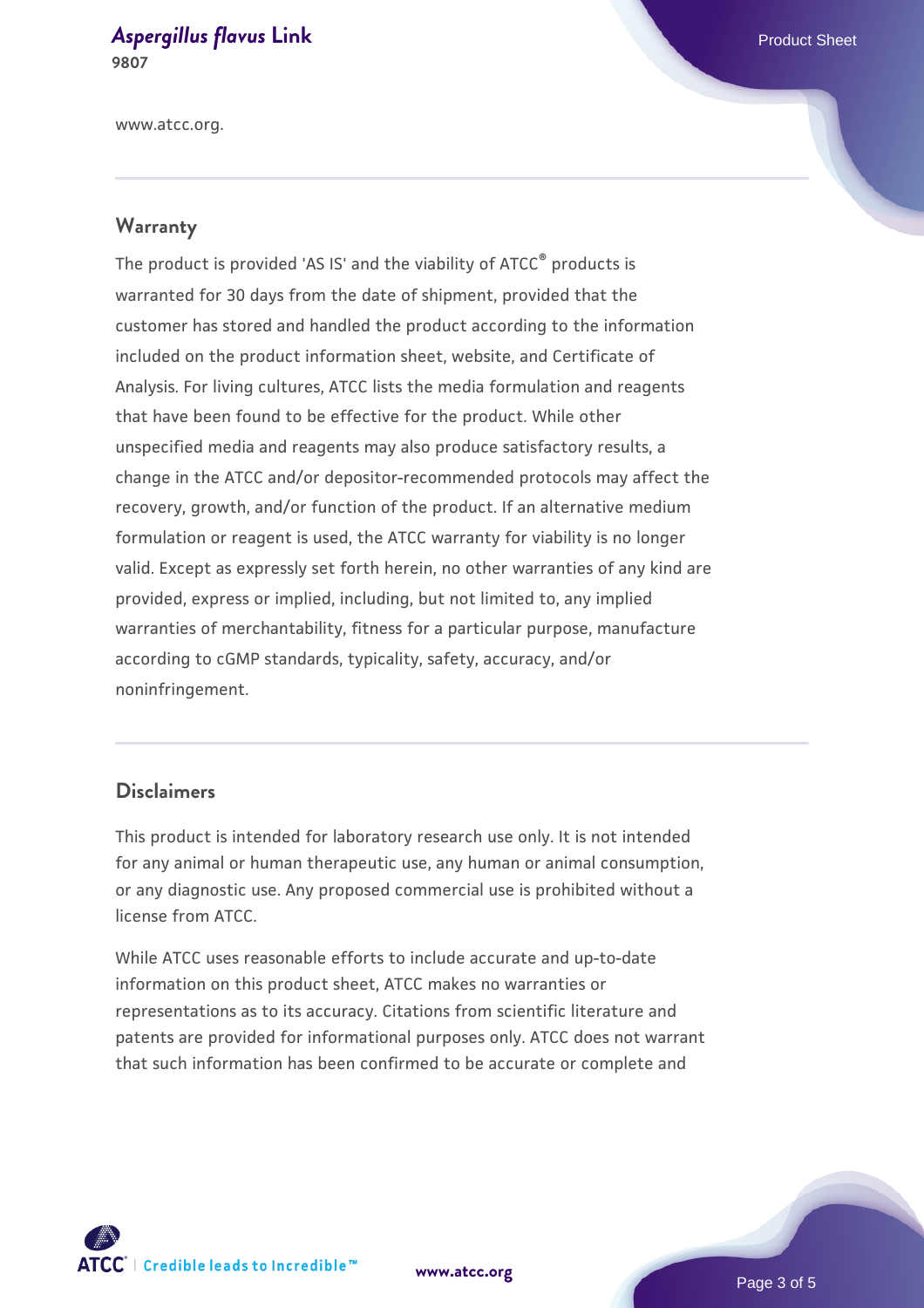www.atcc.org.

## Warranty

The product is provided 'AS IS' and the viability of ATCC® products is warranted for 30 days from the date of shipment, provided that the customer has stored and handled the product according to the information included on the product information sheet, website, and Certificate of Analysis. For living cultures, ATCC lists the media formulation and reagents that have been found to be effective for the product. While other unspecified media and reagents may also produce satisfactory results, a change in the ATCC and/or depositor-recommended protocols may affect the recovery, growth, and/or function of the product. If an alternative medium formulation or reagent is used, the ATCC warranty for viability is no longer valid. Except as expressly set forth herein, no other warranties of any kind are provided, express or implied, including, but not limited to, any implied warranties of merchantability, fitness for a particular purpose, manufacture according to cGMP standards, typicality, safety, accuracy, and/or noninfringement.

## Disclaimers

This product is intended for laboratory research use only. It is not intended for any animal or human therapeutic use, any human or animal consumption, or any diagnostic use. Any proposed commercial use is prohibited without a license from ATCC.

While ATCC uses reasonable efforts to include accurate and up-to-date information on this product sheet, ATCC makes no warranties or representations as to its accuracy. Citations from scientific literature and patents are provided for informational purposes only. ATCC does not warrant that such information has been confirmed to be accurate or complete and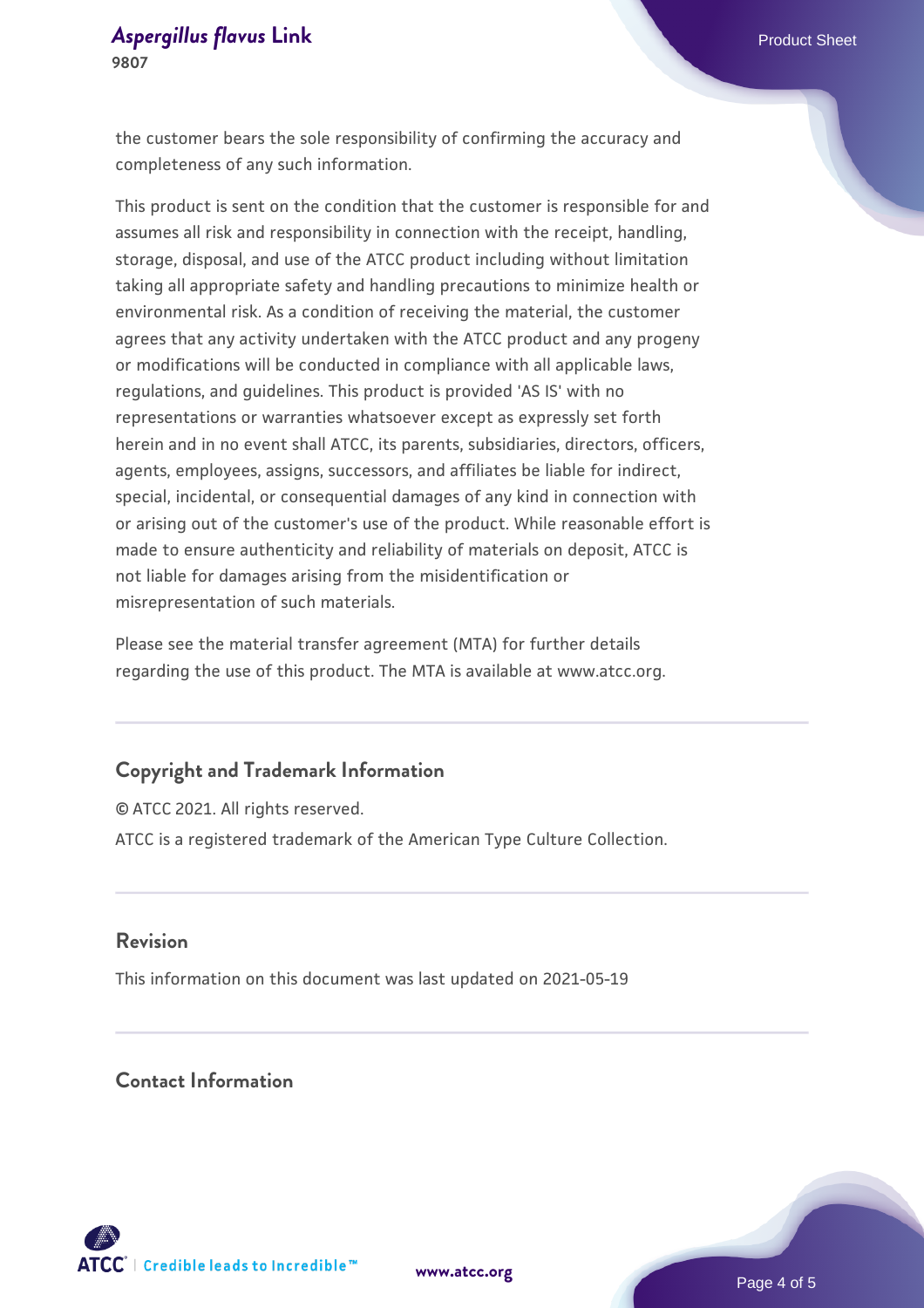the customer bears the sole responsibility of confirming the accuracy and completeness of any such information.

This product is sent on the condition that the customer is responsible for and assumes all risk and responsibility in connection with the receipt, handling, storage, disposal, and use of the ATCC product including without limitation taking all appropriate safety and handling precautions to minimize health or environmental risk. As a condition of receiving the material, the customer agrees that any activity undertaken with the ATCC product and any progeny or modifications will be conducted in compliance with all applicable laws, regulations, and guidelines. This product is provided 'AS IS' with no representations or warranties whatsoever except as expressly set forth herein and in no event shall ATCC, its parents, subsidiaries, directors, officers, agents, employees, assigns, successors, and affiliates be liable for indirect, special, incidental, or consequential damages of any kind in connection with or arising out of the customer's use of the product. While reasonable effort is made to ensure authenticity and reliability of materials on deposit, ATCC is not liable for damages arising from the misidentification or misrepresentation of such materials.

Please see the material transfer agreement (MTA) for further details regarding the use of this product. The MTA is available at www.atcc.org.

## Copyright and Trademark Information

© ATCC 2021. All rights reserved.

ATCC is a registered trademark of the American Type Culture Collection.

## Revision

This information on this document was last updated on 2021-05-19

## Contact Information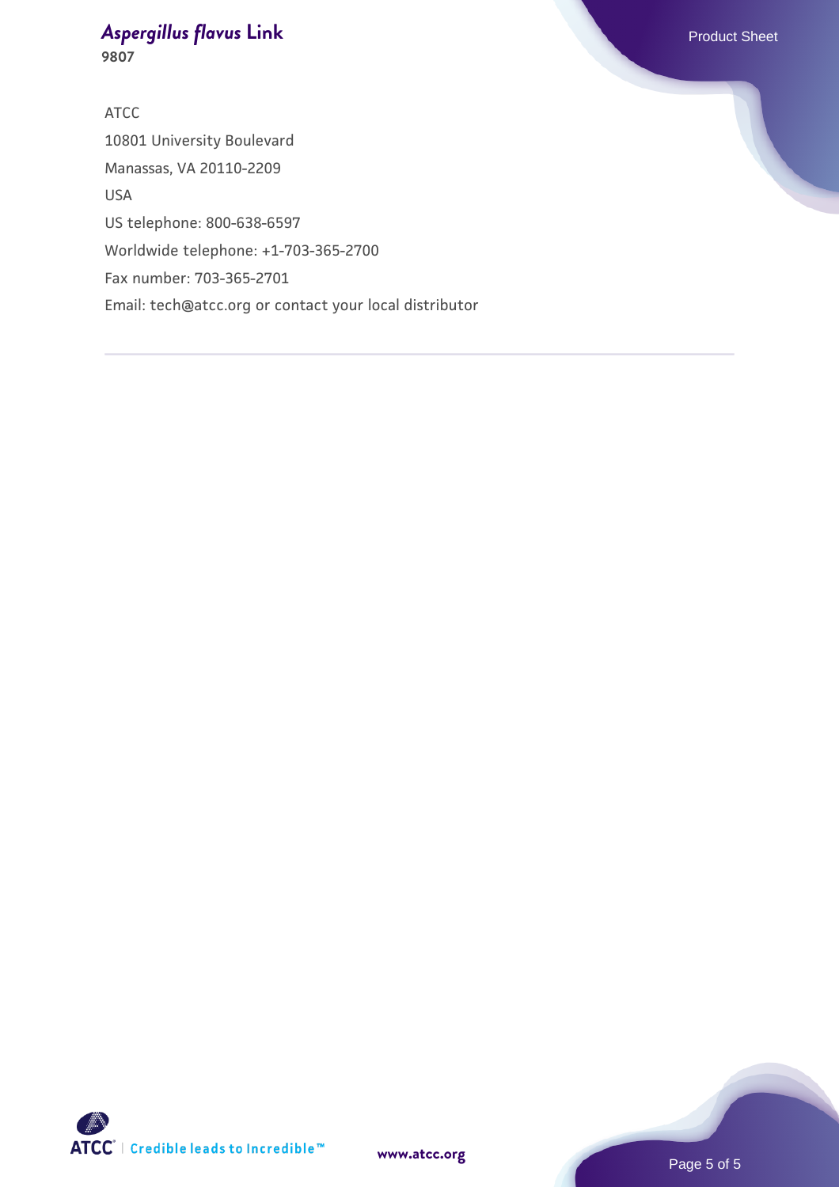ATCC

10801 University Boulevard

Manassas, VA 20110-2209

USA

US telephone: 800-638-6597

Worldwide telephone: +1-703-365-2700

Fax number: 703-365-2701

Email: tech@atcc.org or contact your local distributor